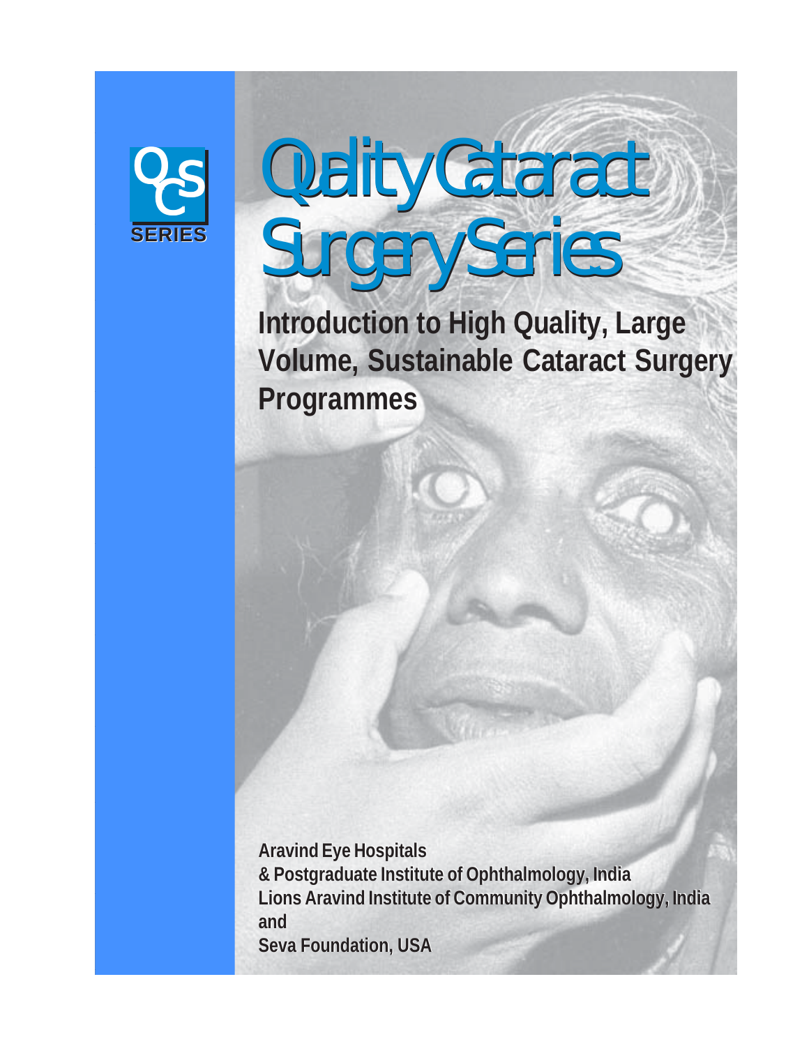QCS SERIES

# Quality Cataract Surgery Series

## Introduction to High Quality, Large Volume, Sustainable Cataract Surgery Programmes

**Aravind Eye Hospitals**
**& Postgraduate Institute of Ophthalmology, India**
**Lions Aravind Institute of Community Ophthalmology, India**
**and**
**Seva Foundation, USA**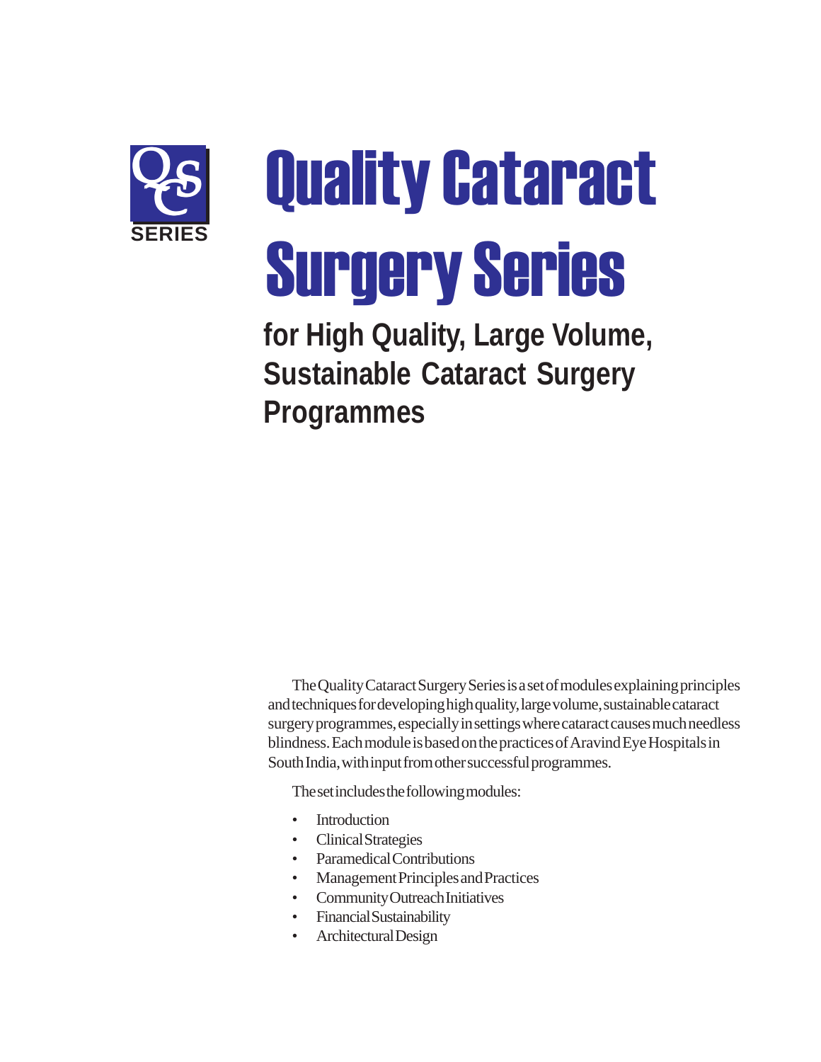QCS SERIES

# Quality Cataract Surgery Series

## for High Quality, Large Volume, Sustainable Cataract Surgery Programmes

The Quality Cataract Surgery Series is a set of modules explaining principles and techniques for developing high quality, large volume, sustainable cataract surgery programmes, especially in settings where cataract causes much needless blindness. Each module is based on the practices of Aravind Eye Hospitals in South India, with input from other successful programmes.

The set includes the following modules:

- Introduction
- Clinical Strategies
- Paramedical Contributions
- Management Principles and Practices
- Community Outreach Initiatives
- Financial Sustainability
- Architectural Design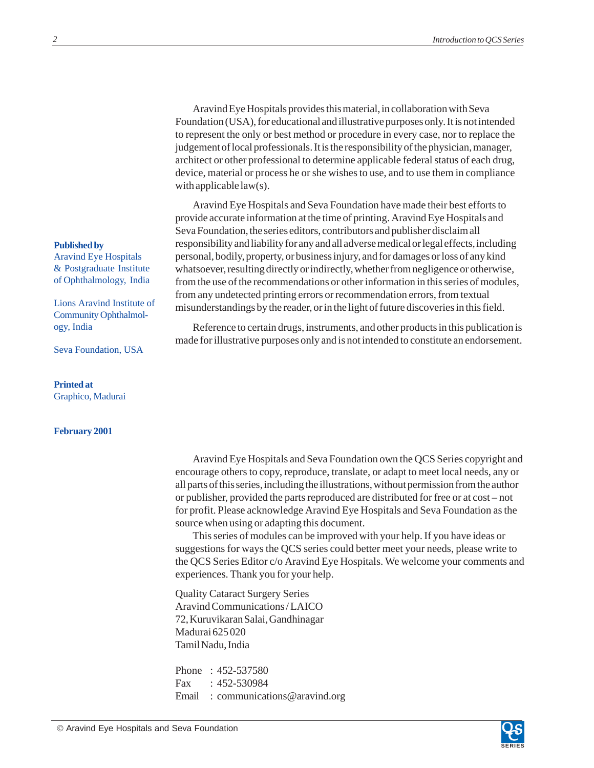Aravind Eye Hospitals provides this material, in collaboration with Seva Foundation (USA), for educational and illustrative purposes only. It is not intended to represent the only or best method or procedure in every case, nor to replace the judgement of local professionals. It is the responsibility of the physician, manager, architect or other professional to determine applicable federal status of each drug, device, material or process he or she wishes to use, and to use them in compliance with applicable law(s).

Aravind Eye Hospitals and Seva Foundation have made their best efforts to provide accurate information at the time of printing. Aravind Eye Hospitals and Seva Foundation, the series editors, contributors and publisher disclaim all responsibility and liability for any and all adverse medical or legal effects, including personal, bodily, property, or business injury, and for damages or loss of any kind whatsoever, resulting directly or indirectly, whether from negligence or otherwise, from the use of the recommendations or other information in this series of modules, from any undetected printing errors or recommendation errors, from textual misunderstandings by the reader, or in the light of future discoveries in this field.

Reference to certain drugs, instruments, and other products in this publication is made for illustrative purposes only and is not intended to constitute an endorsement.

**Published by**
Aravind Eye Hospitals & Postgraduate Institute of Ophthalmology, India

Lions Aravind Institute of Community Ophthalmology, India

Seva Foundation, USA

**Printed at**
Graphico, Madurai

**February 2001**

Aravind Eye Hospitals and Seva Foundation own the QCS Series copyright and encourage others to copy, reproduce, translate, or adapt to meet local needs, any or all parts of this series, including the illustrations, without permission from the author or publisher, provided the parts reproduced are distributed for free or at cost – not for profit. Please acknowledge Aravind Eye Hospitals and Seva Foundation as the source when using or adapting this document.

This series of modules can be improved with your help. If you have ideas or suggestions for ways the QCS series could better meet your needs, please write to the QCS Series Editor c/o Aravind Eye Hospitals. We welcome your comments and experiences. Thank you for your help.

Quality Cataract Surgery Series
Aravind Communications / LAICO
72, Kuruvikaran Salai, Gandhinagar
Madurai 625 020
Tamil Nadu, India

Phone : 452-537580
Fax : 452-530984
Email : communications@aravind.org

© Aravind Eye Hospitals and Seva Foundation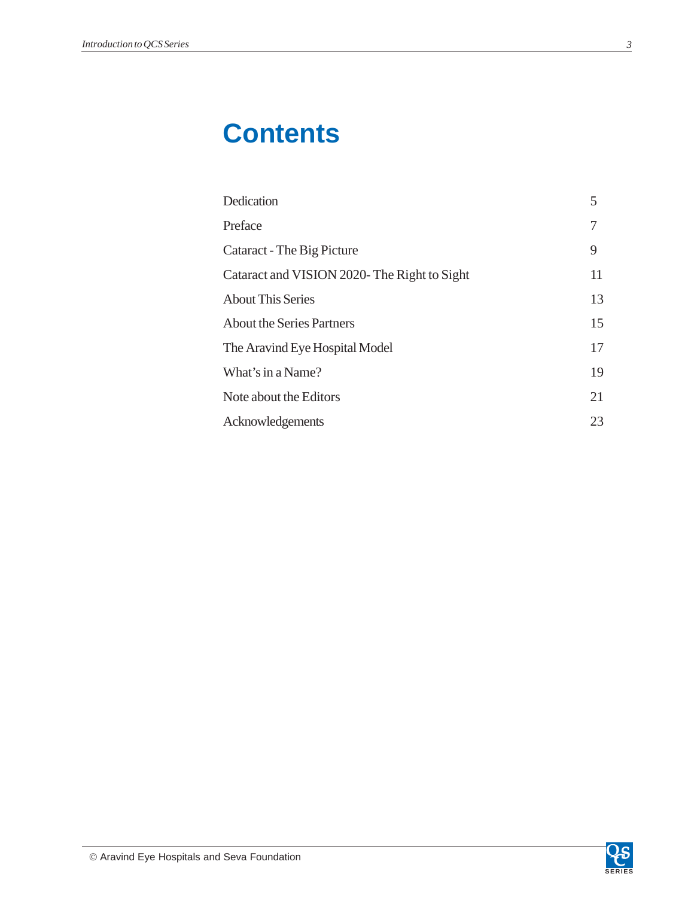# Contents

| | |
|---|---|
| Dedication | 5 |
| Preface | 7 |
| Cataract - The Big Picture | 9 |
| Cataract and VISION 2020- The Right to Sight | 11 |
| About This Series | 13 |
| About the Series Partners | 15 |
| The Aravind Eye Hospital Model | 17 |
| What's in a Name? | 19 |
| Note about the Editors | 21 |
| Acknowledgements | 23 |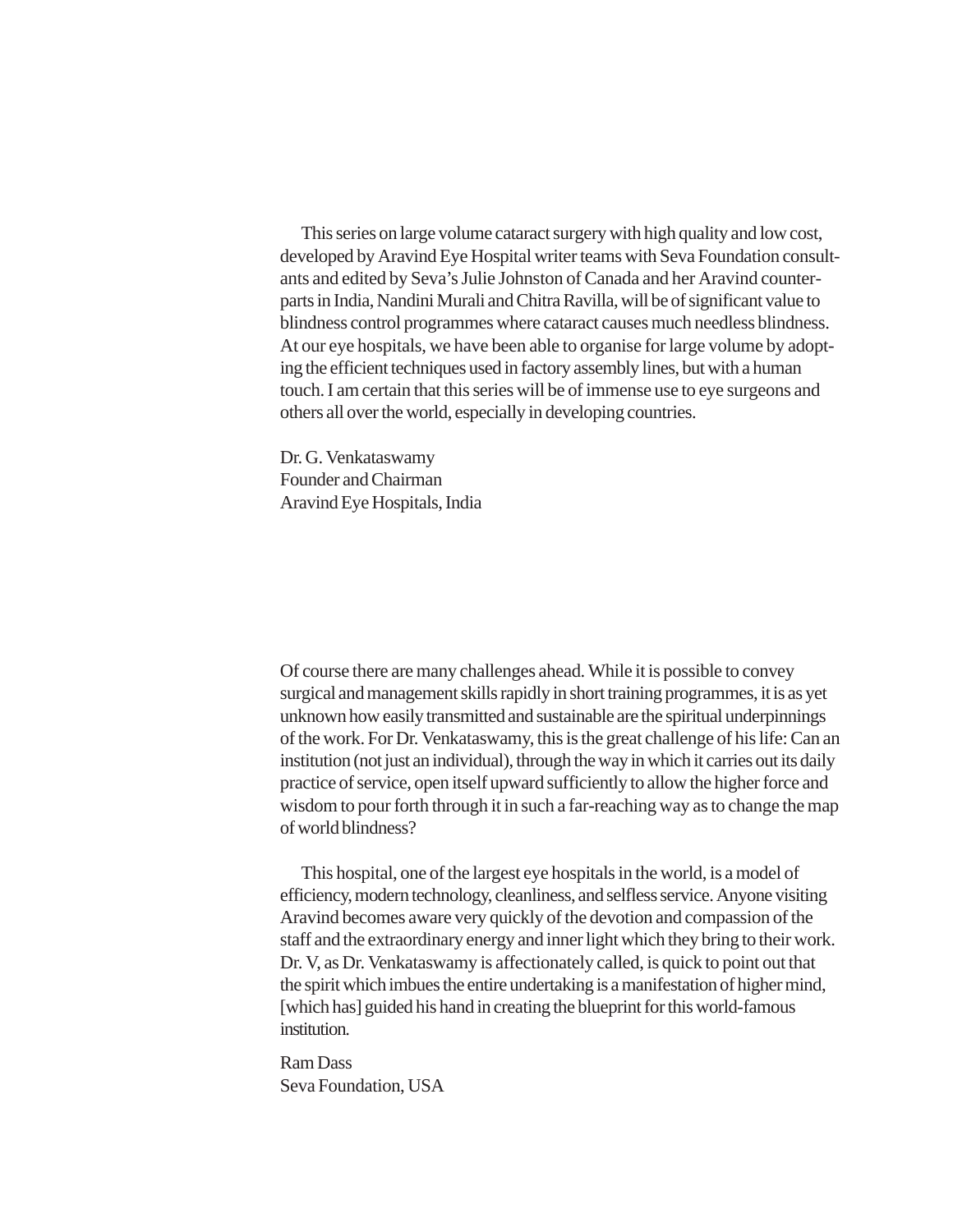This series on large volume cataract surgery with high quality and low cost, developed by Aravind Eye Hospital writer teams with Seva Foundation consultants and edited by Seva's Julie Johnston of Canada and her Aravind counterparts in India, Nandini Murali and Chitra Ravilla, will be of significant value to blindness control programmes where cataract causes much needless blindness. At our eye hospitals, we have been able to organise for large volume by adopting the efficient techniques used in factory assembly lines, but with a human touch. I am certain that this series will be of immense use to eye surgeons and others all over the world, especially in developing countries.

Dr. G. Venkataswamy
Founder and Chairman
Aravind Eye Hospitals, India

Of course there are many challenges ahead. While it is possible to convey surgical and management skills rapidly in short training programmes, it is as yet unknown how easily transmitted and sustainable are the spiritual underpinnings of the work. For Dr. Venkataswamy, this is the great challenge of his life: Can an institution (not just an individual), through the way in which it carries out its daily practice of service, open itself upward sufficiently to allow the higher force and wisdom to pour forth through it in such a far-reaching way as to change the map of world blindness?

This hospital, one of the largest eye hospitals in the world, is a model of efficiency, modern technology, cleanliness, and selfless service. Anyone visiting Aravind becomes aware very quickly of the devotion and compassion of the staff and the extraordinary energy and inner light which they bring to their work. Dr. V, as Dr. Venkataswamy is affectionately called, is quick to point out that the spirit which imbues the entire undertaking is a manifestation of higher mind, [which has] guided his hand in creating the blueprint for this world-famous institution.

Ram Dass
Seva Foundation, USA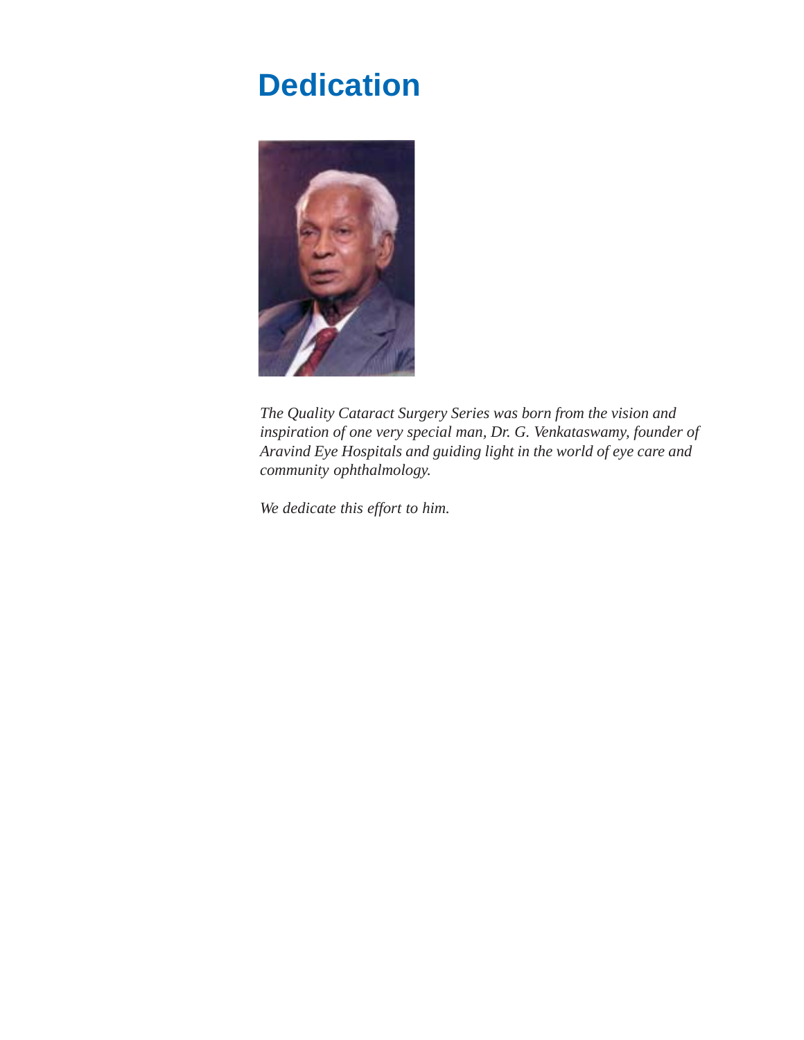# Dedication

*The Quality Cataract Surgery Series was born from the vision and inspiration of one very special man, Dr. G. Venkataswamy, founder of Aravind Eye Hospitals and guiding light in the world of eye care and community ophthalmology.*

*We dedicate this effort to him.*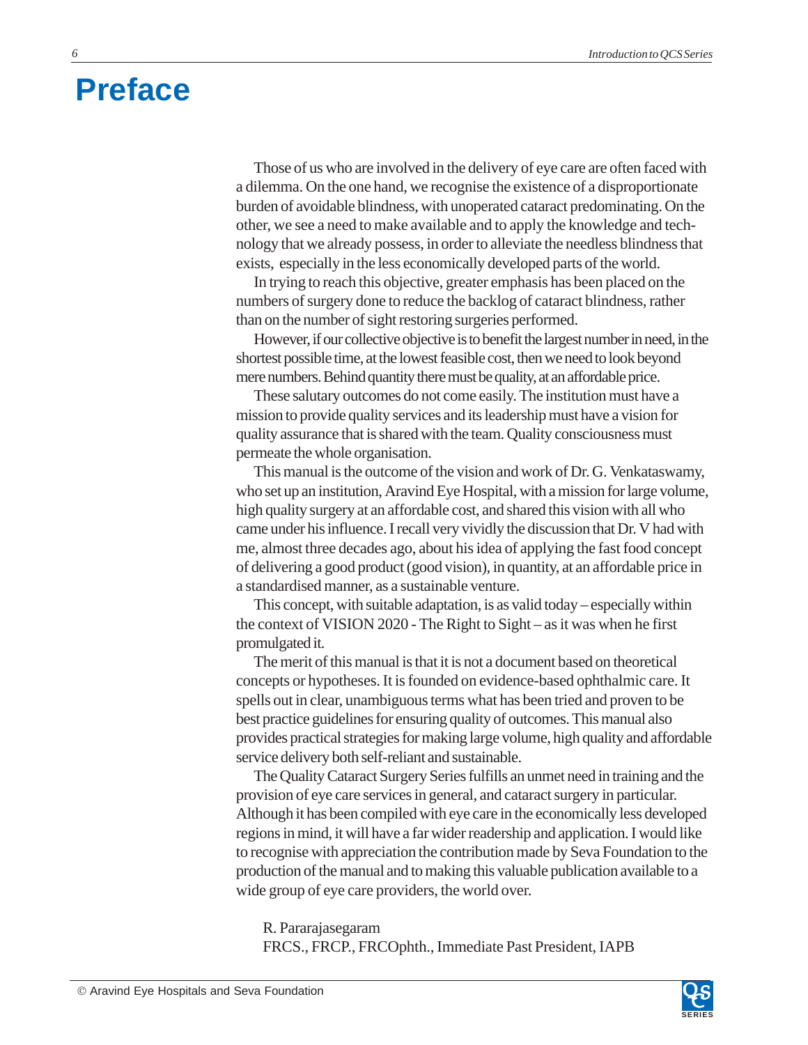# Preface

Those of us who are involved in the delivery of eye care are often faced with a dilemma. On the one hand, we recognise the existence of a disproportionate burden of avoidable blindness, with unoperated cataract predominating. On the other, we see a need to make available and to apply the knowledge and technology that we already possess, in order to alleviate the needless blindness that exists, especially in the less economically developed parts of the world.

In trying to reach this objective, greater emphasis has been placed on the numbers of surgery done to reduce the backlog of cataract blindness, rather than on the number of sight restoring surgeries performed.

However, if our collective objective is to benefit the largest number in need, in the shortest possible time, at the lowest feasible cost, then we need to look beyond mere numbers. Behind quantity there must be quality, at an affordable price.

These salutary outcomes do not come easily. The institution must have a mission to provide quality services and its leadership must have a vision for quality assurance that is shared with the team. Quality consciousness must permeate the whole organisation.

This manual is the outcome of the vision and work of Dr. G. Venkataswamy, who set up an institution, Aravind Eye Hospital, with a mission for large volume, high quality surgery at an affordable cost, and shared this vision with all who came under his influence. I recall very vividly the discussion that Dr. V had with me, almost three decades ago, about his idea of applying the fast food concept of delivering a good product (good vision), in quantity, at an affordable price in a standardised manner, as a sustainable venture.

This concept, with suitable adaptation, is as valid today – especially within the context of VISION 2020 - The Right to Sight – as it was when he first promulgated it.

The merit of this manual is that it is not a document based on theoretical concepts or hypotheses. It is founded on evidence-based ophthalmic care. It spells out in clear, unambiguous terms what has been tried and proven to be best practice guidelines for ensuring quality of outcomes. This manual also provides practical strategies for making large volume, high quality and affordable service delivery both self-reliant and sustainable.

The Quality Cataract Surgery Series fulfills an unmet need in training and the provision of eye care services in general, and cataract surgery in particular. Although it has been compiled with eye care in the economically less developed regions in mind, it will have a far wider readership and application. I would like to recognise with appreciation the contribution made by Seva Foundation to the production of the manual and to making this valuable publication available to a wide group of eye care providers, the world over.

R. Pararajasegaram
FRCS., FRCP., FRCOphth., Immediate Past President, IAPB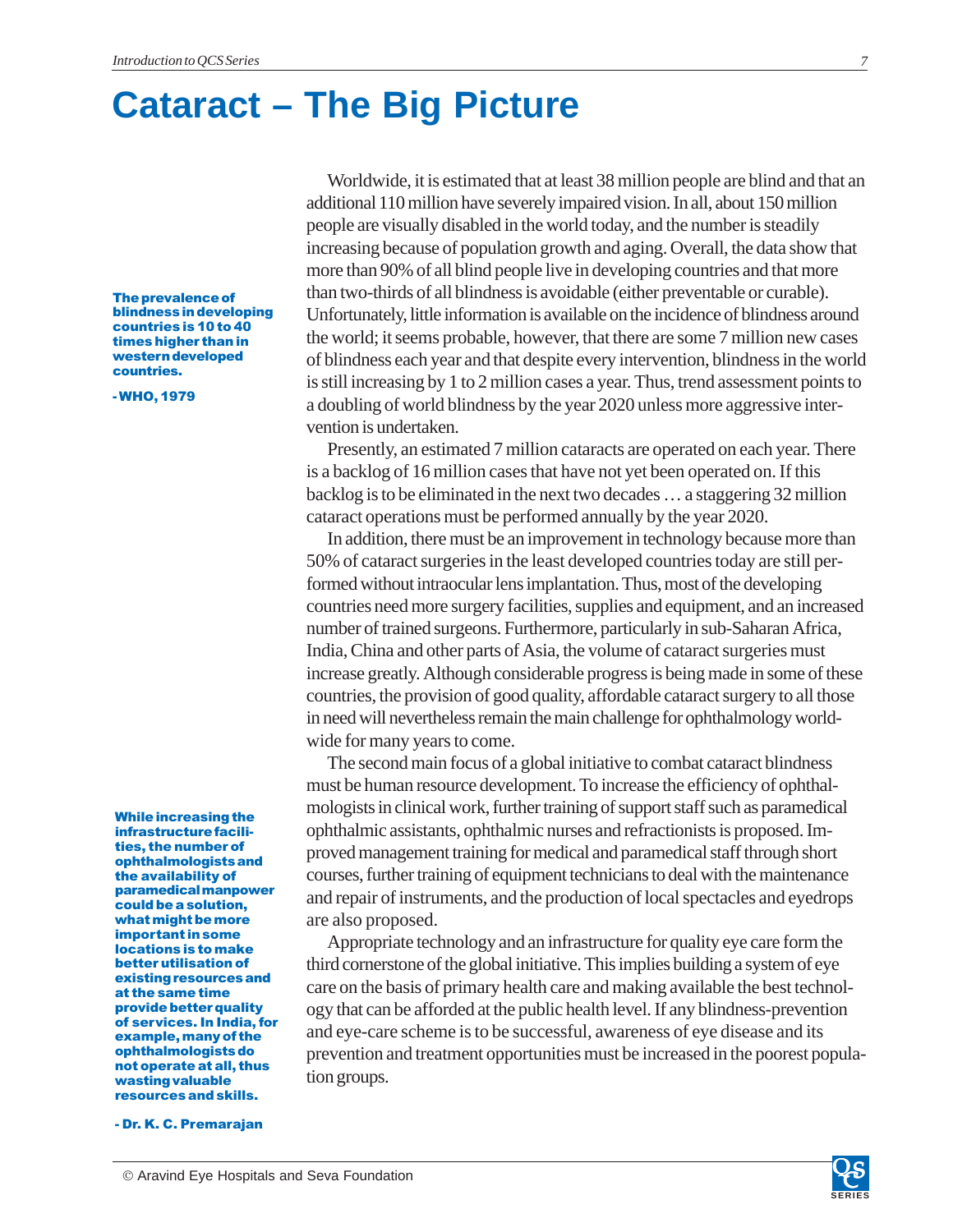# Cataract – The Big Picture

> **The prevalence of blindness in developing countries is 10 to 40 times higher than in western developed countries.**
>
> **- WHO, 1979**

Worldwide, it is estimated that at least 38 million people are blind and that an additional 110 million have severely impaired vision. In all, about 150 million people are visually disabled in the world today, and the number is steadily increasing because of population growth and aging. Overall, the data show that more than 90% of all blind people live in developing countries and that more than two-thirds of all blindness is avoidable (either preventable or curable). Unfortunately, little information is available on the incidence of blindness around the world; it seems probable, however, that there are some 7 million new cases of blindness each year and that despite every intervention, blindness in the world is still increasing by 1 to 2 million cases a year. Thus, trend assessment points to a doubling of world blindness by the year 2020 unless more aggressive intervention is undertaken.

Presently, an estimated 7 million cataracts are operated on each year. There is a backlog of 16 million cases that have not yet been operated on. If this backlog is to be eliminated in the next two decades … a staggering 32 million cataract operations must be performed annually by the year 2020.

In addition, there must be an improvement in technology because more than 50% of cataract surgeries in the least developed countries today are still performed without intraocular lens implantation. Thus, most of the developing countries need more surgery facilities, supplies and equipment, and an increased number of trained surgeons. Furthermore, particularly in sub-Saharan Africa, India, China and other parts of Asia, the volume of cataract surgeries must increase greatly. Although considerable progress is being made in some of these countries, the provision of good quality, affordable cataract surgery to all those in need will nevertheless remain the main challenge for ophthalmology worldwide for many years to come.

The second main focus of a global initiative to combat cataract blindness must be human resource development. To increase the efficiency of ophthalmologists in clinical work, further training of support staff such as paramedical ophthalmic assistants, ophthalmic nurses and refractionists is proposed. Improved management training for medical and paramedical staff through short courses, further training of equipment technicians to deal with the maintenance and repair of instruments, and the production of local spectacles and eyedrops are also proposed.

> **While increasing the infrastructure facilities, the number of ophthalmologists and the availability of paramedical manpower could be a solution, what might be more important in some locations is to make better utilisation of existing resources and at the same time provide better quality of services. In India, for example, many of the ophthalmologists do not operate at all, thus wasting valuable resources and skills.**
>
> **- Dr. K. C. Premarajan**

Appropriate technology and an infrastructure for quality eye care form the third cornerstone of the global initiative. This implies building a system of eye care on the basis of primary health care and making available the best technology that can be afforded at the public health level. If any blindness-prevention and eye-care scheme is to be successful, awareness of eye disease and its prevention and treatment opportunities must be increased in the poorest population groups.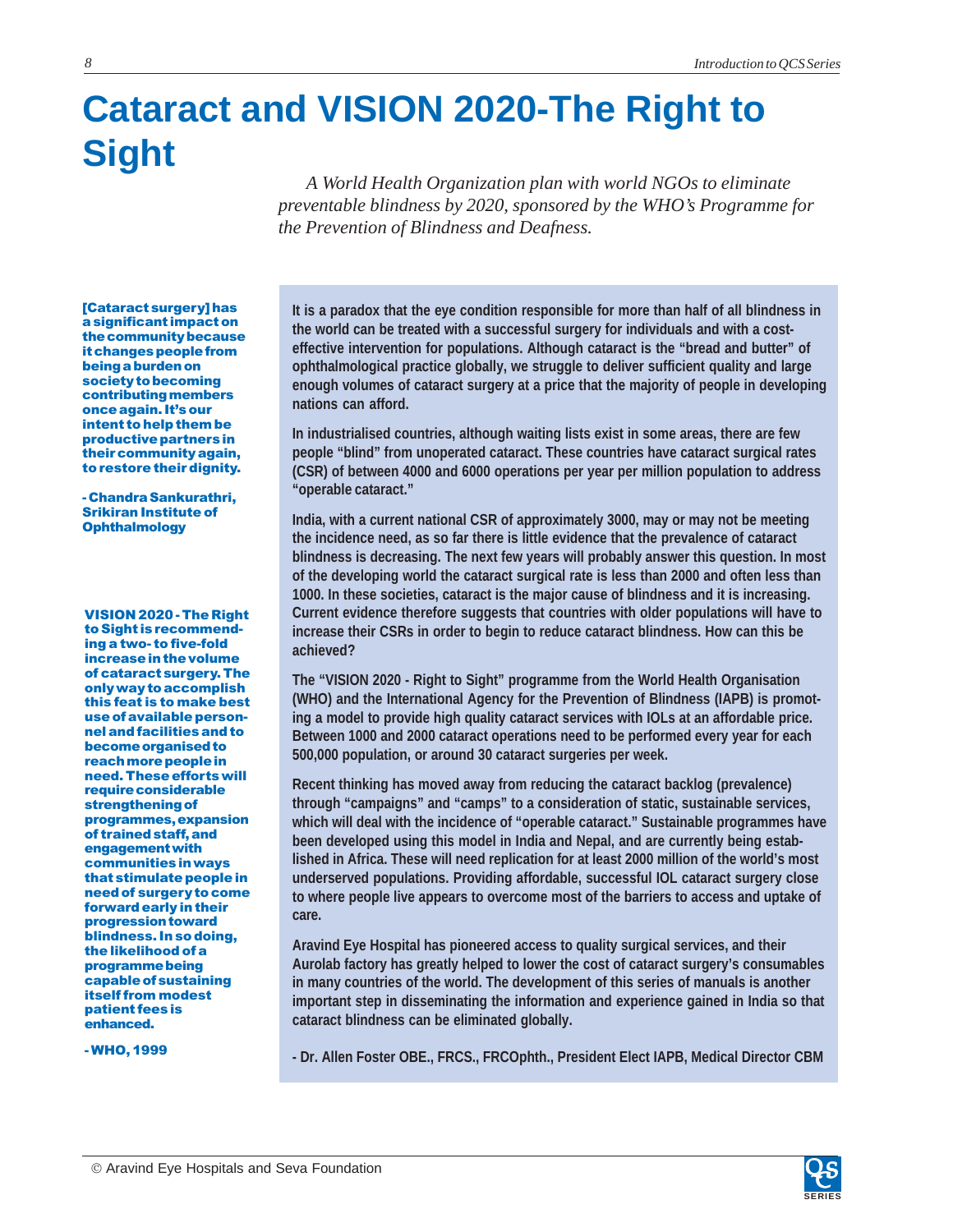# Cataract and VISION 2020-The Right to Sight

*A World Health Organization plan with world NGOs to eliminate preventable blindness by 2020, sponsored by the WHO's Programme for the Prevention of Blindness and Deafness.*

**[Cataract surgery] has a significant impact on the community because it changes people from being a burden on society to becoming contributing members once again. It's our intent to help them be productive partners in their community again, to restore their dignity.**

**- Chandra Sankurathri, Srikiran Institute of Ophthalmology**

**VISION 2020 - The Right to Sight is recommending a two- to five-fold increase in the volume of cataract surgery. The only way to accomplish this feat is to make best use of available personnel and facilities and to become organised to reach more people in need. These efforts will require considerable strengthening of programmes, expansion of trained staff, and engagement with communities in ways that stimulate people in need of surgery to come forward early in their progression toward blindness. In so doing, the likelihood of a programme being capable of sustaining itself from modest patient fees is enhanced.**

**- WHO, 1999**

**It is a paradox that the eye condition responsible for more than half of all blindness in the world can be treated with a successful surgery for individuals and with a cost-effective intervention for populations. Although cataract is the "bread and butter" of ophthalmological practice globally, we struggle to deliver sufficient quality and large enough volumes of cataract surgery at a price that the majority of people in developing nations can afford.**

**In industrialised countries, although waiting lists exist in some areas, there are few people "blind" from unoperated cataract. These countries have cataract surgical rates (CSR) of between 4000 and 6000 operations per year per million population to address "operable cataract."**

**India, with a current national CSR of approximately 3000, may or may not be meeting the incidence need, as so far there is little evidence that the prevalence of cataract blindness is decreasing. The next few years will probably answer this question. In most of the developing world the cataract surgical rate is less than 2000 and often less than 1000. In these societies, cataract is the major cause of blindness and it is increasing. Current evidence therefore suggests that countries with older populations will have to increase their CSRs in order to begin to reduce cataract blindness. How can this be achieved?**

**The "VISION 2020 - Right to Sight" programme from the World Health Organisation (WHO) and the International Agency for the Prevention of Blindness (IAPB) is promoting a model to provide high quality cataract services with IOLs at an affordable price. Between 1000 and 2000 cataract operations need to be performed every year for each 500,000 population, or around 30 cataract surgeries per week.**

**Recent thinking has moved away from reducing the cataract backlog (prevalence) through "campaigns" and "camps" to a consideration of static, sustainable services, which will deal with the incidence of "operable cataract." Sustainable programmes have been developed using this model in India and Nepal, and are currently being established in Africa. These will need replication for at least 2000 million of the world's most underserved populations. Providing affordable, successful IOL cataract surgery close to where people live appears to overcome most of the barriers to access and uptake of care.**

**Aravind Eye Hospital has pioneered access to quality surgical services, and their Aurolab factory has greatly helped to lower the cost of cataract surgery's consumables in many countries of the world. The development of this series of manuals is another important step in disseminating the information and experience gained in India so that cataract blindness can be eliminated globally.**

**- Dr. Allen Foster OBE., FRCS., FRCOphth., President Elect IAPB, Medical Director CBM**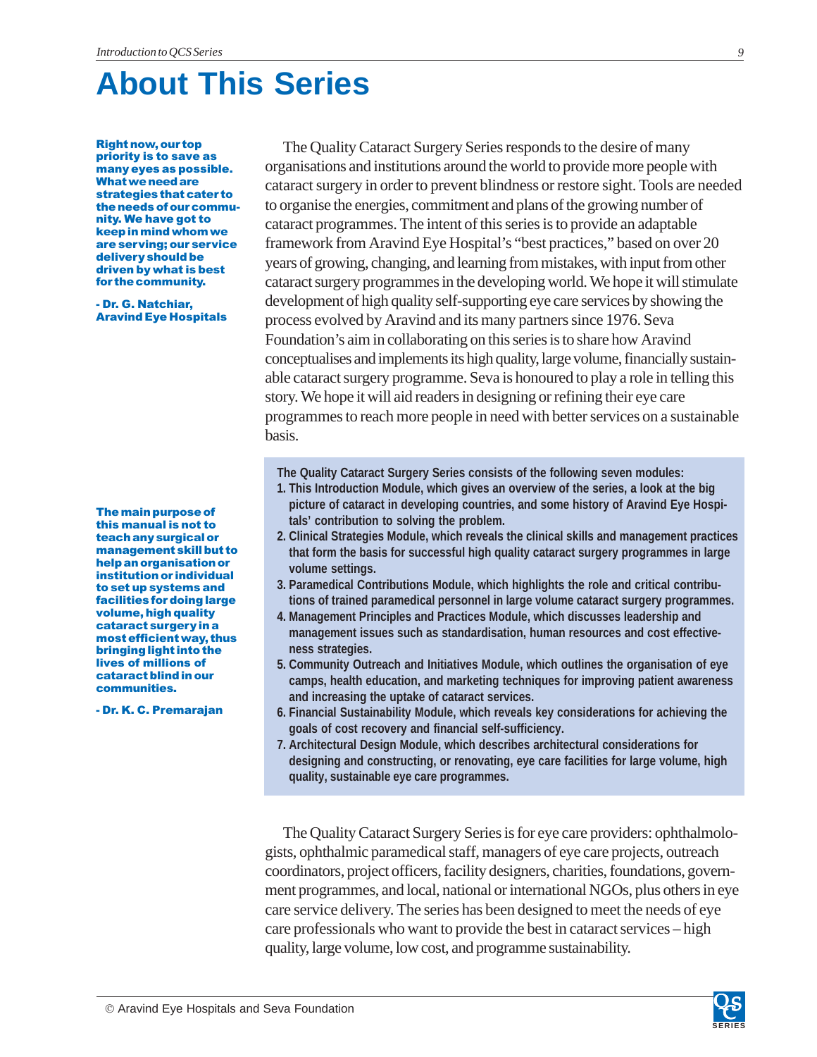# About This Series

**Right now, our top priority is to save as many eyes as possible. What we need are strategies that cater to the needs of our community. We have got to keep in mind whom we are serving; our service delivery should be driven by what is best for the community.**

**- Dr. G. Natchiar, Aravind Eye Hospitals**

The Quality Cataract Surgery Series responds to the desire of many organisations and institutions around the world to provide more people with cataract surgery in order to prevent blindness or restore sight. Tools are needed to organise the energies, commitment and plans of the growing number of cataract programmes. The intent of this series is to provide an adaptable framework from Aravind Eye Hospital's "best practices," based on over 20 years of growing, changing, and learning from mistakes, with input from other cataract surgery programmes in the developing world. We hope it will stimulate development of high quality self-supporting eye care services by showing the process evolved by Aravind and its many partners since 1976. Seva Foundation's aim in collaborating on this series is to share how Aravind conceptualises and implements its high quality, large volume, financially sustainable cataract surgery programme. Seva is honoured to play a role in telling this story. We hope it will aid readers in designing or refining their eye care programmes to reach more people in need with better services on a sustainable basis.

**The Quality Cataract Surgery Series consists of the following seven modules:**

1. **This Introduction Module, which gives an overview of the series, a look at the big picture of cataract in developing countries, and some history of Aravind Eye Hospitals' contribution to solving the problem.**
2. **Clinical Strategies Module, which reveals the clinical skills and management practices that form the basis for successful high quality cataract surgery programmes in large volume settings.**
3. **Paramedical Contributions Module, which highlights the role and critical contributions of trained paramedical personnel in large volume cataract surgery programmes.**
4. **Management Principles and Practices Module, which discusses leadership and management issues such as standardisation, human resources and cost effectiveness strategies.**
5. **Community Outreach and Initiatives Module, which outlines the organisation of eye camps, health education, and marketing techniques for improving patient awareness and increasing the uptake of cataract services.**
6. **Financial Sustainability Module, which reveals key considerations for achieving the goals of cost recovery and financial self-sufficiency.**
7. **Architectural Design Module, which describes architectural considerations for designing and constructing, or renovating, eye care facilities for large volume, high quality, sustainable eye care programmes.**

**The main purpose of this manual is not to teach any surgical or management skill but to help an organisation or institution or individual to set up systems and facilities for doing large volume, high quality cataract surgery in a most efficient way, thus bringing light into the lives of millions of cataract blind in our communities.**

**- Dr. K. C. Premarajan**

The Quality Cataract Surgery Series is for eye care providers: ophthalmologists, ophthalmic paramedical staff, managers of eye care projects, outreach coordinators, project officers, facility designers, charities, foundations, government programmes, and local, national or international NGOs, plus others in eye care service delivery. The series has been designed to meet the needs of eye care professionals who want to provide the best in cataract services – high quality, large volume, low cost, and programme sustainability.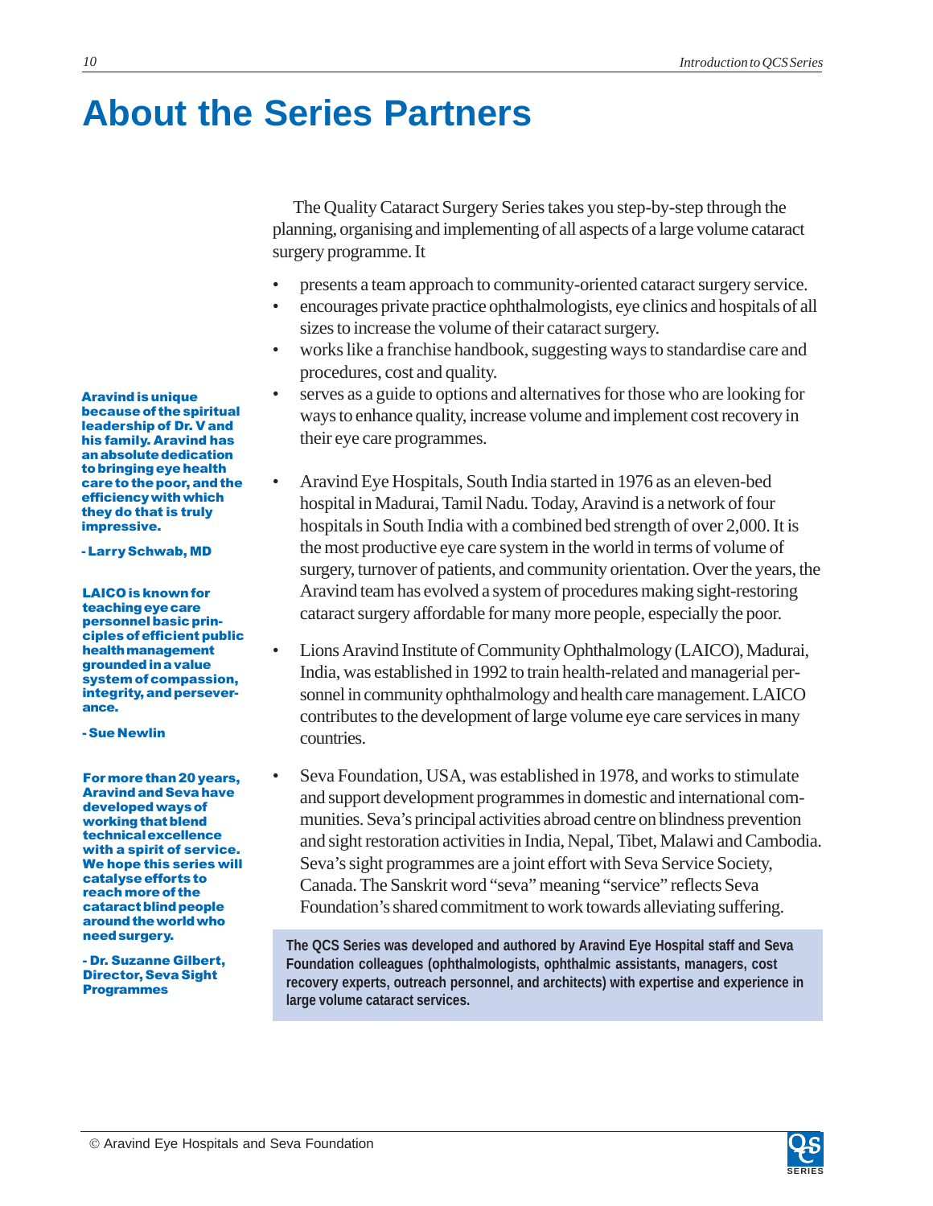# About the Series Partners

The Quality Cataract Surgery Series takes you step-by-step through the planning, organising and implementing of all aspects of a large volume cataract surgery programme. It

- presents a team approach to community-oriented cataract surgery service.
- encourages private practice ophthalmologists, eye clinics and hospitals of all sizes to increase the volume of their cataract surgery.
- works like a franchise handbook, suggesting ways to standardise care and procedures, cost and quality.
- serves as a guide to options and alternatives for those who are looking for ways to enhance quality, increase volume and implement cost recovery in their eye care programmes.

- Aravind Eye Hospitals, South India started in 1976 as an eleven-bed hospital in Madurai, Tamil Nadu. Today, Aravind is a network of four hospitals in South India with a combined bed strength of over 2,000. It is the most productive eye care system in the world in terms of volume of surgery, turnover of patients, and community orientation. Over the years, the Aravind team has evolved a system of procedures making sight-restoring cataract surgery affordable for many more people, especially the poor.

- Lions Aravind Institute of Community Ophthalmology (LAICO), Madurai, India, was established in 1992 to train health-related and managerial personnel in community ophthalmology and health care management. LAICO contributes to the development of large volume eye care services in many countries.

- Seva Foundation, USA, was established in 1978, and works to stimulate and support development programmes in domestic and international communities. Seva's principal activities abroad centre on blindness prevention and sight restoration activities in India, Nepal, Tibet, Malawi and Cambodia. Seva's sight programmes are a joint effort with Seva Service Society, Canada. The Sanskrit word "seva" meaning "service" reflects Seva Foundation's shared commitment to work towards alleviating suffering.

**The QCS Series was developed and authored by Aravind Eye Hospital staff and Seva Foundation colleagues (ophthalmologists, ophthalmic assistants, managers, cost recovery experts, outreach personnel, and architects) with expertise and experience in large volume cataract services.**

**Aravind is unique because of the spiritual leadership of Dr. V and his family. Aravind has an absolute dedication to bringing eye health care to the poor, and the efficiency with which they do that is truly impressive.**

**- Larry Schwab, MD**

**LAICO is known for teaching eye care personnel basic principles of efficient public health management grounded in a value system of compassion, integrity, and perseverance.**

**- Sue Newlin**

**For more than 20 years, Aravind and Seva have developed ways of working that blend technical excellence with a spirit of service. We hope this series will catalyse efforts to reach more of the cataract blind people around the world who need surgery.**

**- Dr. Suzanne Gilbert, Director, Seva Sight Programmes**

© Aravind Eye Hospitals and Seva Foundation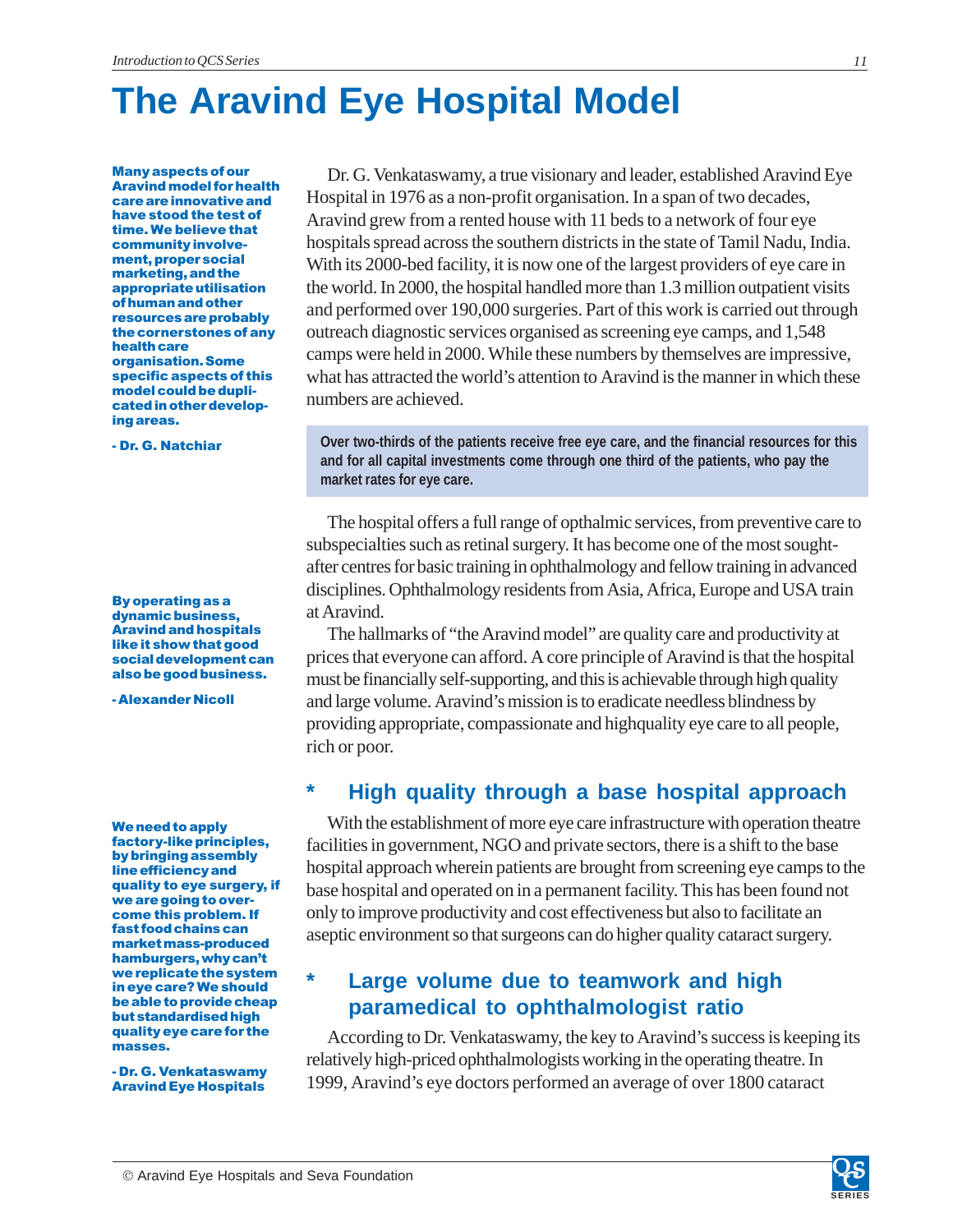# The Aravind Eye Hospital Model

**Many aspects of our Aravind model for health care are innovative and have stood the test of time. We believe that community involvement, proper social marketing, and the appropriate utilisation of human and other resources are probably the cornerstones of any health care organisation. Some specific aspects of this model could be duplicated in other developing areas.**

**- Dr. G. Natchiar**

Dr. G. Venkataswamy, a true visionary and leader, established Aravind Eye Hospital in 1976 as a non-profit organisation. In a span of two decades, Aravind grew from a rented house with 11 beds to a network of four eye hospitals spread across the southern districts in the state of Tamil Nadu, India. With its 2000-bed facility, it is now one of the largest providers of eye care in the world. In 2000, the hospital handled more than 1.3 million outpatient visits and performed over 190,000 surgeries. Part of this work is carried out through outreach diagnostic services organised as screening eye camps, and 1,548 camps were held in 2000. While these numbers by themselves are impressive, what has attracted the world's attention to Aravind is the manner in which these numbers are achieved.

**Over two-thirds of the patients receive free eye care, and the financial resources for this and for all capital investments come through one third of the patients, who pay the market rates for eye care.**

The hospital offers a full range of opthalmic services, from preventive care to subspecialties such as retinal surgery. It has become one of the most sought-after centres for basic training in ophthalmology and fellow training in advanced disciplines. Ophthalmology residents from Asia, Africa, Europe and USA train at Aravind.

**By operating as a dynamic business, Aravind and hospitals like it show that good social development can also be good business.**

**- Alexander Nicoll**

The hallmarks of "the Aravind model" are quality care and productivity at prices that everyone can afford. A core principle of Aravind is that the hospital must be financially self-supporting, and this is achievable through high quality and large volume. Aravind's mission is to eradicate needless blindness by providing appropriate, compassionate and highquality eye care to all people, rich or poor.

## * High quality through a base hospital approach

With the establishment of more eye care infrastructure with operation theatre facilities in government, NGO and private sectors, there is a shift to the base hospital approach wherein patients are brought from screening eye camps to the base hospital and operated on in a permanent facility. This has been found not only to improve productivity and cost effectiveness but also to facilitate an aseptic environment so that surgeons can do higher quality cataract surgery.

**We need to apply factory-like principles, by bringing assembly line efficiency and quality to eye surgery, if we are going to overcome this problem. If fast food chains can market mass-produced hamburgers, why can't we replicate the system in eye care? We should be able to provide cheap but standardised high quality eye care for the masses.**

**- Dr. G. Venkataswamy Aravind Eye Hospitals**

## * Large volume due to teamwork and high paramedical to ophthalmologist ratio

According to Dr. Venkataswamy, the key to Aravind's success is keeping its relatively high-priced ophthalmologists working in the operating theatre. In 1999, Aravind's eye doctors performed an average of over 1800 cataract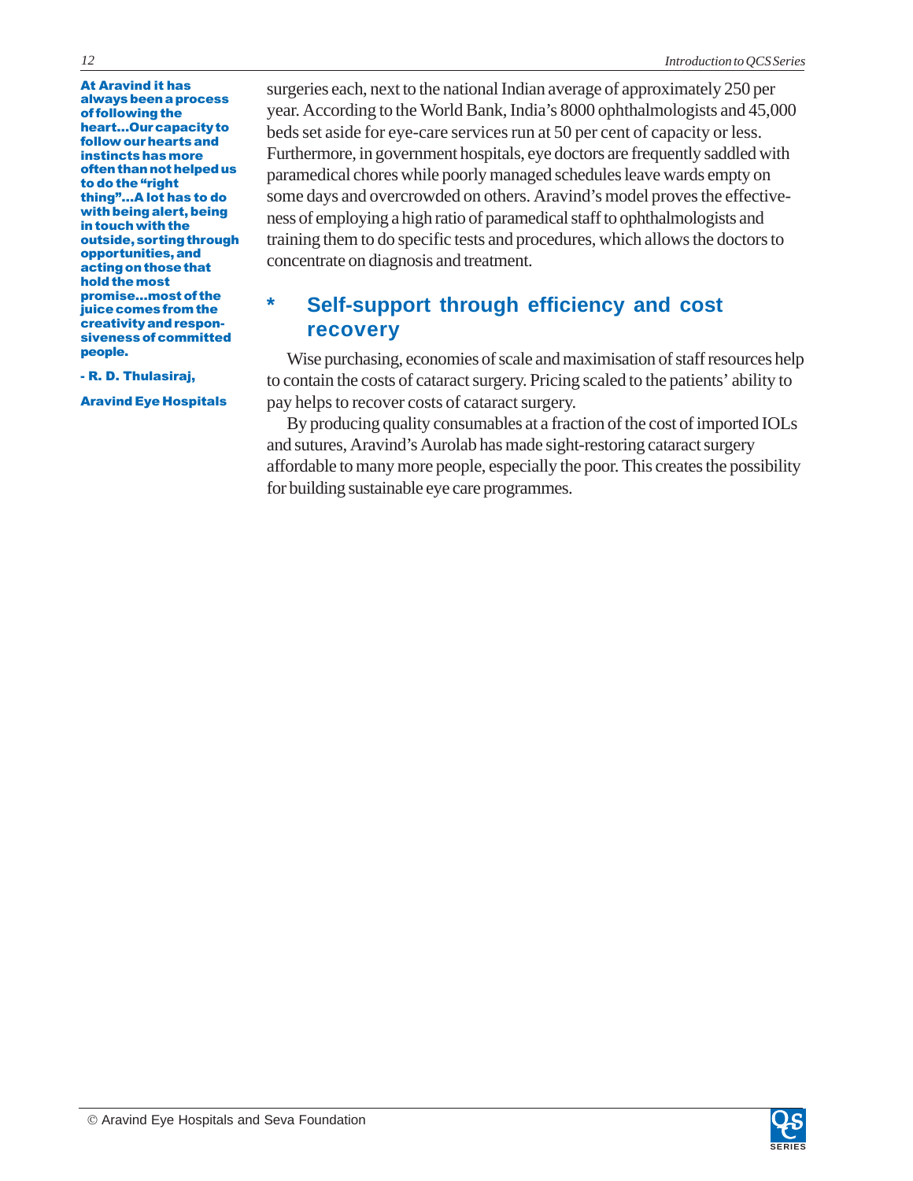**At Aravind it has always been a process of following the heart...Our capacity to follow our hearts and instincts has more often than not helped us to do the "right thing"...A lot has to do with being alert, being in touch with the outside, sorting through opportunities, and acting on those that hold the most promise...most of the juice comes from the creativity and responsiveness of committed people.**

**- R. D. Thulasiraj,**

**Aravind Eye Hospitals**

surgeries each, next to the national Indian average of approximately 250 per year. According to the World Bank, India's 8000 ophthalmologists and 45,000 beds set aside for eye-care services run at 50 per cent of capacity or less. Furthermore, in government hospitals, eye doctors are frequently saddled with paramedical chores while poorly managed schedules leave wards empty on some days and overcrowded on others. Aravind's model proves the effectiveness of employing a high ratio of paramedical staff to ophthalmologists and training them to do specific tests and procedures, which allows the doctors to concentrate on diagnosis and treatment.

## * Self-support through efficiency and cost recovery

Wise purchasing, economies of scale and maximisation of staff resources help to contain the costs of cataract surgery. Pricing scaled to the patients' ability to pay helps to recover costs of cataract surgery.

By producing quality consumables at a fraction of the cost of imported IOLs and sutures, Aravind's Aurolab has made sight-restoring cataract surgery affordable to many more people, especially the poor. This creates the possibility for building sustainable eye care programmes.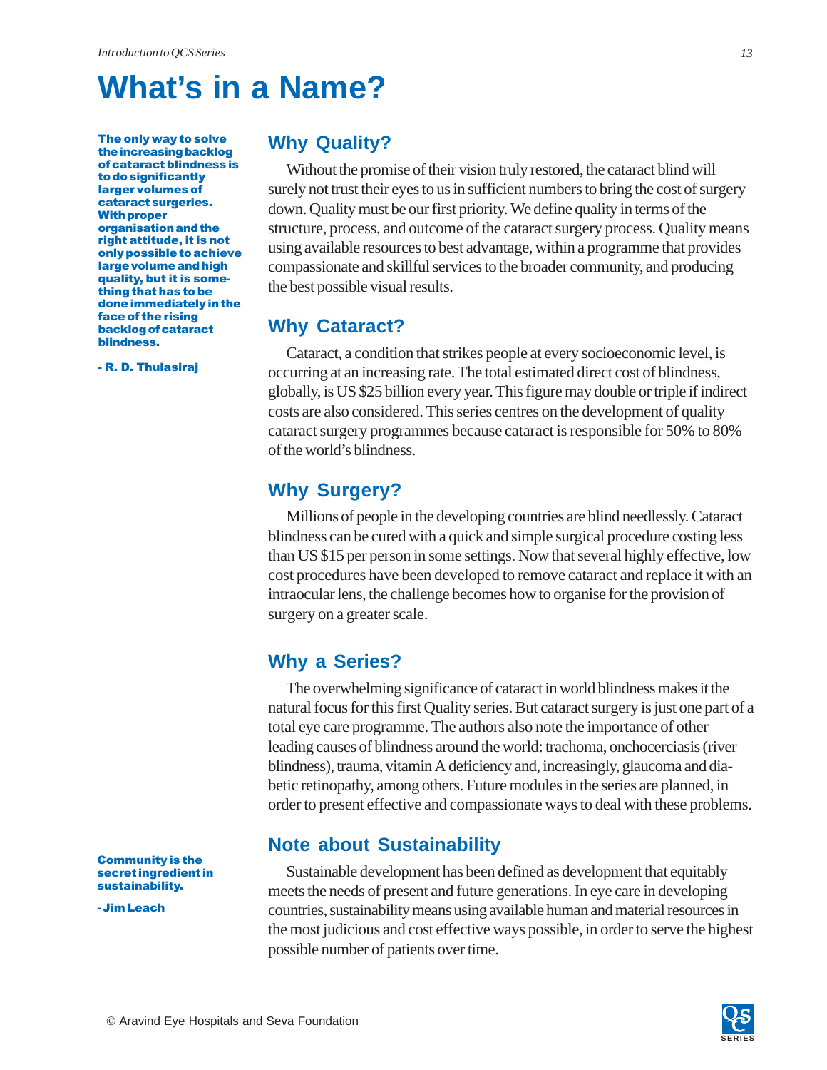# What's in a Name?

**The only way to solve the increasing backlog of cataract blindness is to do significantly larger volumes of cataract surgeries. With proper organisation and the right attitude, it is not only possible to achieve large volume and high quality, but it is something that has to be done immediately in the face of the rising backlog of cataract blindness.**

**- R. D. Thulasiraj**

## Why Quality?

Without the promise of their vision truly restored, the cataract blind will surely not trust their eyes to us in sufficient numbers to bring the cost of surgery down. Quality must be our first priority. We define quality in terms of the structure, process, and outcome of the cataract surgery process. Quality means using available resources to best advantage, within a programme that provides compassionate and skillful services to the broader community, and producing the best possible visual results.

## Why Cataract?

Cataract, a condition that strikes people at every socioeconomic level, is occurring at an increasing rate. The total estimated direct cost of blindness, globally, is US $25 billion every year. This figure may double or triple if indirect costs are also considered. This series centres on the development of quality cataract surgery programmes because cataract is responsible for 50% to 80% of the world's blindness.

## Why Surgery?

Millions of people in the developing countries are blind needlessly. Cataract blindness can be cured with a quick and simple surgical procedure costing less than US $15 per person in some settings. Now that several highly effective, low cost procedures have been developed to remove cataract and replace it with an intraocular lens, the challenge becomes how to organise for the provision of surgery on a greater scale.

## Why a Series?

The overwhelming significance of cataract in world blindness makes it the natural focus for this first Quality series. But cataract surgery is just one part of a total eye care programme. The authors also note the importance of other leading causes of blindness around the world: trachoma, onchocerciasis (river blindness), trauma, vitamin A deficiency and, increasingly, glaucoma and diabetic retinopathy, among others. Future modules in the series are planned, in order to present effective and compassionate ways to deal with these problems.

## Note about Sustainability

**Community is the secret ingredient in sustainability.**

**- Jim Leach**

Sustainable development has been defined as development that equitably meets the needs of present and future generations. In eye care in developing countries, sustainability means using available human and material resources in the most judicious and cost effective ways possible, in order to serve the highest possible number of patients over time.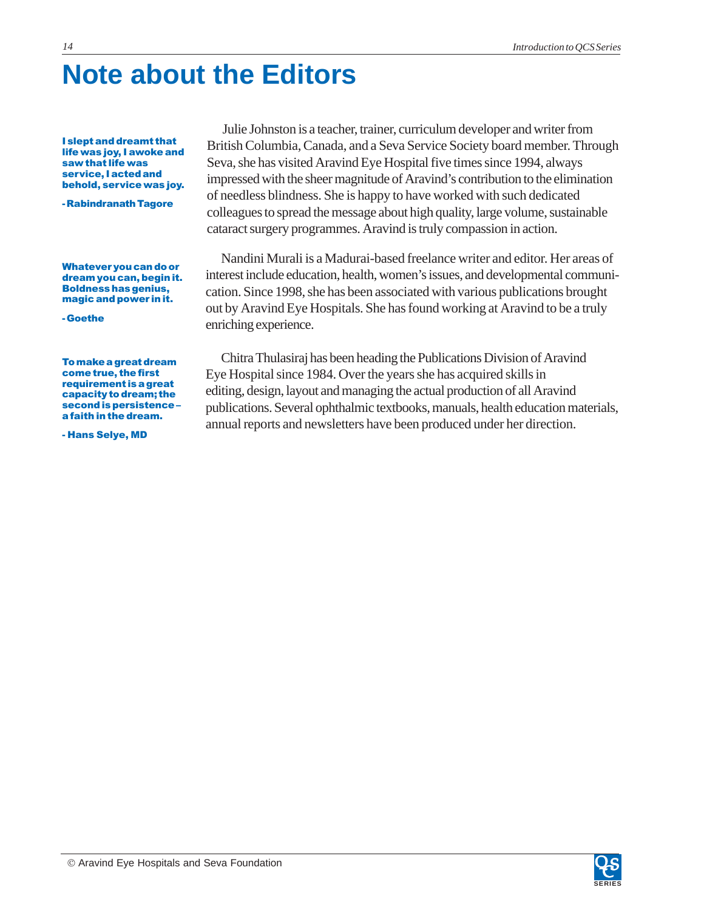# Note about the Editors

**I slept and dreamt that life was joy, I awoke and saw that life was service, I acted and behold, service was joy.**

**- Rabindranath Tagore**

Julie Johnston is a teacher, trainer, curriculum developer and writer from British Columbia, Canada, and a Seva Service Society board member. Through Seva, she has visited Aravind Eye Hospital five times since 1994, always impressed with the sheer magnitude of Aravind's contribution to the elimination of needless blindness. She is happy to have worked with such dedicated colleagues to spread the message about high quality, large volume, sustainable cataract surgery programmes. Aravind is truly compassion in action.

**Whatever you can do or dream you can, begin it. Boldness has genius, magic and power in it.**

**- Goethe**

Nandini Murali is a Madurai-based freelance writer and editor. Her areas of interest include education, health, women's issues, and developmental communication. Since 1998, she has been associated with various publications brought out by Aravind Eye Hospitals. She has found working at Aravind to be a truly enriching experience.

**To make a great dream come true, the first requirement is a great capacity to dream; the second is persistence – a faith in the dream.**

**- Hans Selye, MD**

Chitra Thulasiraj has been heading the Publications Division of Aravind Eye Hospital since 1984. Over the years she has acquired skills in editing, design, layout and managing the actual production of all Aravind publications. Several ophthalmic textbooks, manuals, health education materials, annual reports and newsletters have been produced under her direction.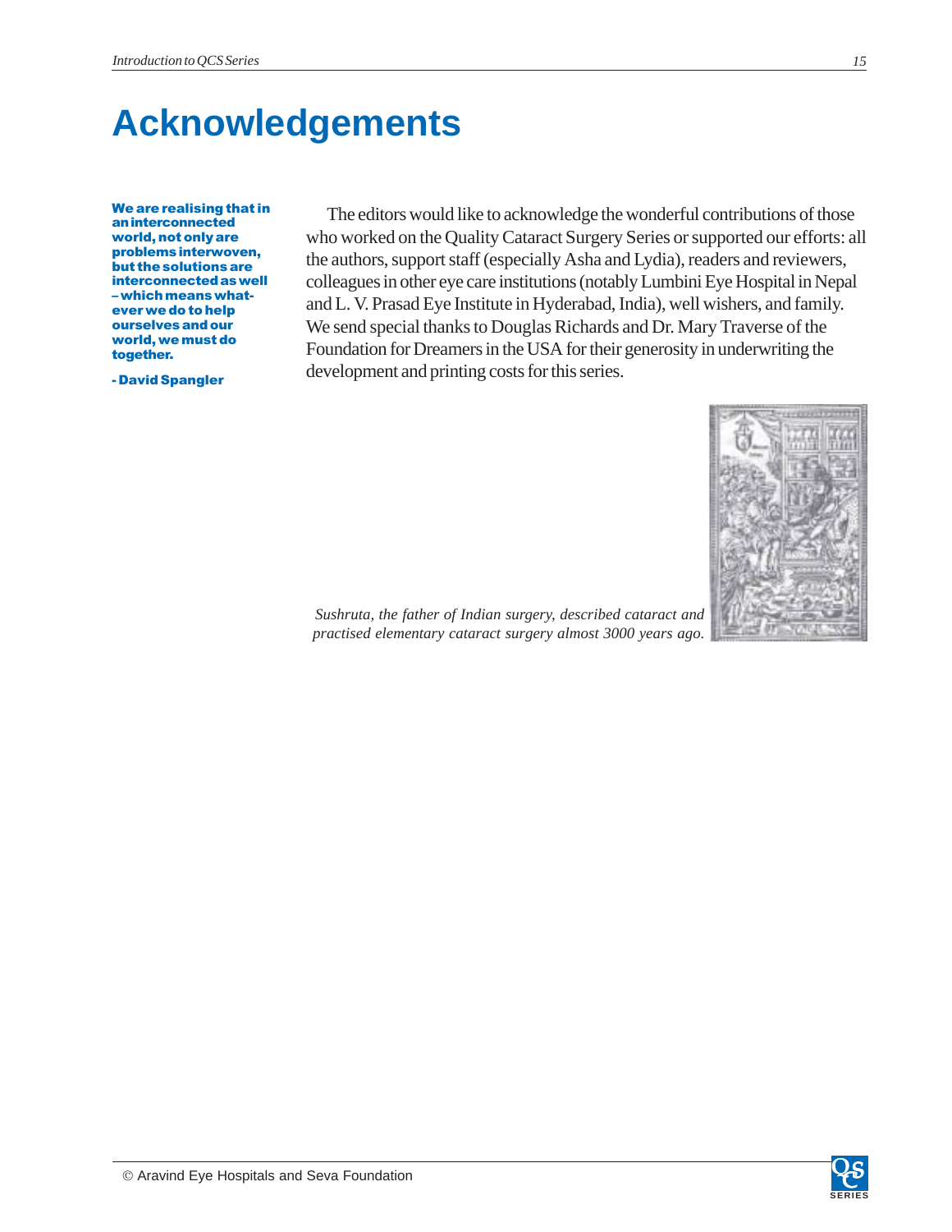# Acknowledgements

**We are realising that in an interconnected world, not only are problems interwoven, but the solutions are interconnected as well – which means whatever we do to help ourselves and our world, we must do together.**

**- David Spangler**

The editors would like to acknowledge the wonderful contributions of those who worked on the Quality Cataract Surgery Series or supported our efforts: all the authors, support staff (especially Asha and Lydia), readers and reviewers, colleagues in other eye care institutions (notably Lumbini Eye Hospital in Nepal and L. V. Prasad Eye Institute in Hyderabad, India), well wishers, and family. We send special thanks to Douglas Richards and Dr. Mary Traverse of the Foundation for Dreamers in the USA for their generosity in underwriting the development and printing costs for this series.

*Sushruta, the father of Indian surgery, described cataract and practised elementary cataract surgery almost 3000 years ago.*

© Aravind Eye Hospitals and Seva Foundation